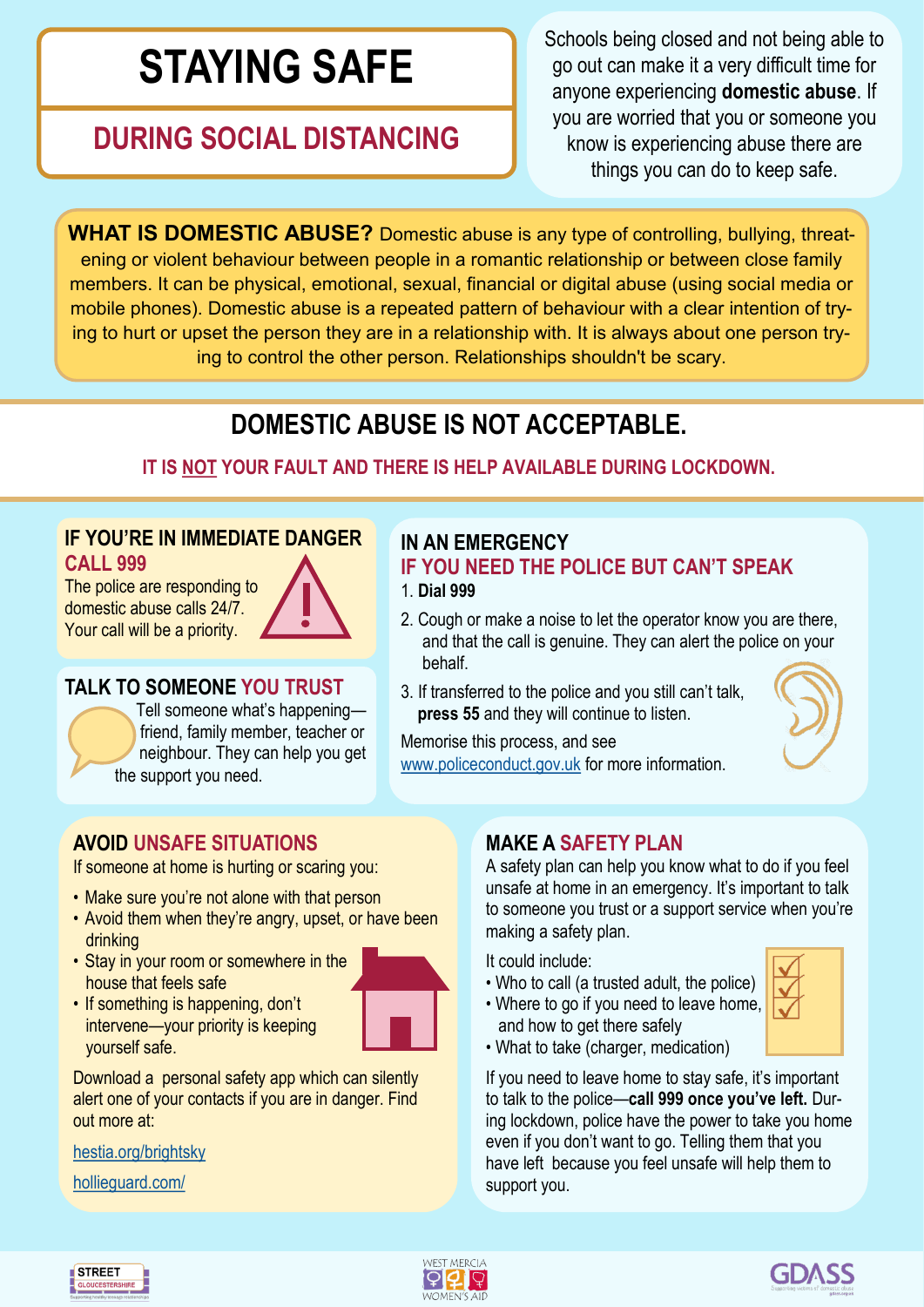# STAYING SAFE

## DURING SOCIAL DISTANCING

Schools being closed and not being able to go out can make it a very difficult time for anyone experiencing **domestic abuse**. If you are worried that you or someone you know is experiencing abuse there are things you can do to keep safe.

**WHAT IS DOMESTIC ABUSE?** Domestic abuse is any type of controlling, bullying, threatening or violent behaviour between people in a romantic relationship or between close family members. It can be physical, emotional, sexual, financial or digital abuse (using social media or mobile phones). Domestic abuse is a repeated pattern of behaviour with a clear intention of trying to hurt or upset the person they are in a relationship with. It is always about one person trying to control the other person. Relationships shouldn't be scary.

## DOMESTIC ABUSE IS NOT ACCEPTABLE.

**IT IS NOT YOUR FAULT AND THERE IS HELP AVAILABLE DURING LOCKDOWN.**

### IF YOU'RE IN IMMEDIATE DANGER CALL 999

The police are responding to domestic abuse calls 24/7. Your call will be a priority.

### TALK TO SOMEONE YOU TRUST

Tell someone what's happening—friend, family member, teacher or neighbour. They can help you get the support you need.

### IN AN EMERGENCY IF YOU NEED THE POLICE BUT CAN'T SPEAK

1. **Dial 999**
2. Cough or make a noise to let the operator know you are there, and that the call is genuine. They can alert the police on your behalf.
3. If transferred to the police and you still can't talk, **press 55** and they will continue to listen.

Memorise this process, and see www.policeconduct.gov.uk for more information.

### AVOID UNSAFE SITUATIONS

If someone at home is hurting or scaring you:

- Make sure you're not alone with that person
- Avoid them when they're angry, upset, or have been drinking
- Stay in your room or somewhere in the house that feels safe
- If something is happening, don't intervene—your priority is keeping yourself safe.

Download a personal safety app which can silently alert one of your contacts if you are in danger. Find out more at:

hestia.org/brightsky

hollieguard.com/

### MAKE A SAFETY PLAN

A safety plan can help you know what to do if you feel unsafe at home in an emergency. It's important to talk to someone you trust or a support service when you're making a safety plan.

It could include:

- Who to call (a trusted adult, the police)
- Where to go if you need to leave home, and how to get there safely
- What to take (charger, medication)

If you need to leave home to stay safe, it's important to talk to the police—**call 999 once you've left.** During lockdown, police have the power to take you home even if you don't want to go. Telling them that you have left because you feel unsafe will help them to support you.

STREET GLOUCESTERSHIRE — WEST MERCIA WOMEN'S AID — GDASS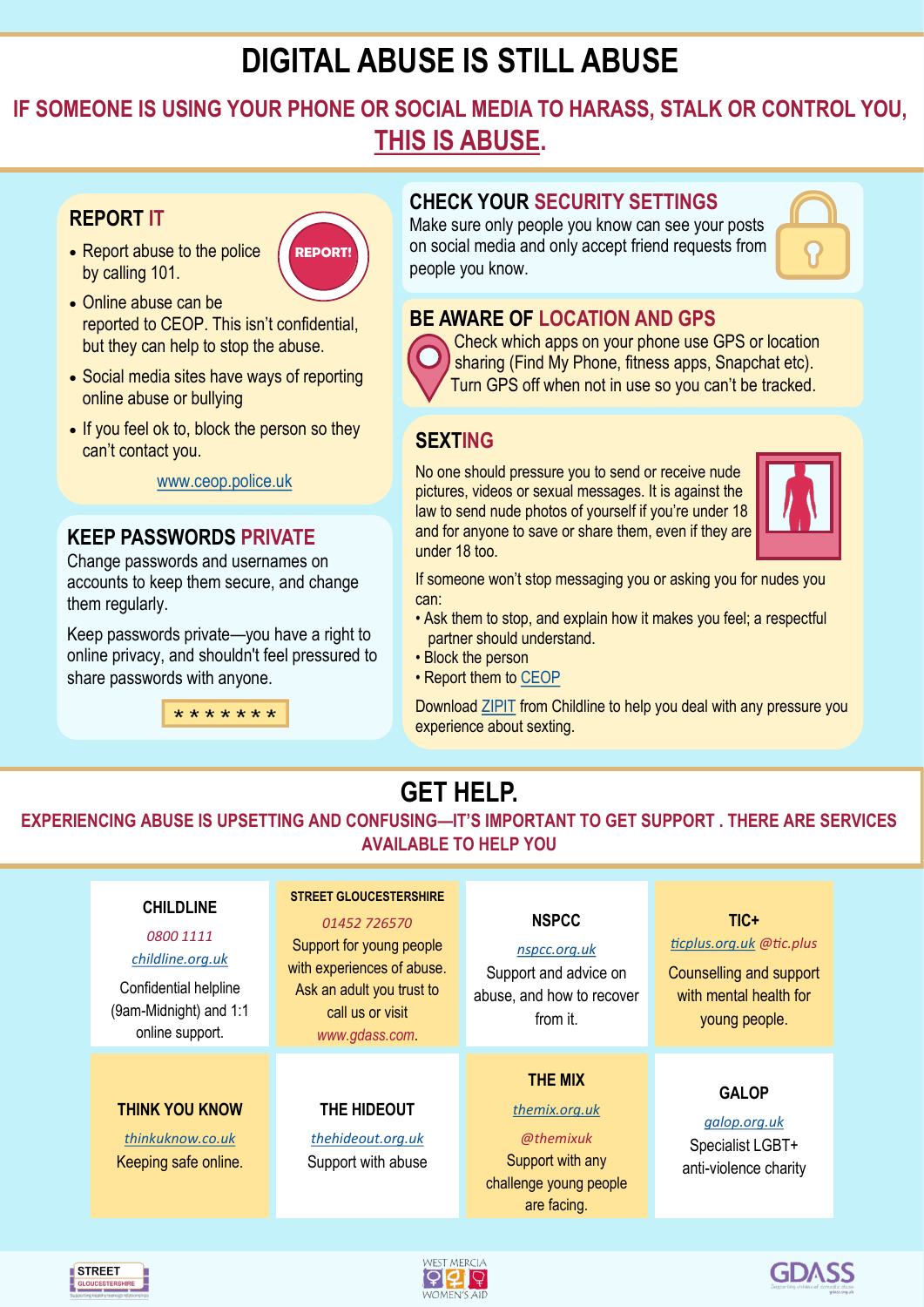# DIGITAL ABUSE IS STILL ABUSE

## IF SOMEONE IS USING YOUR PHONE OR SOCIAL MEDIA TO HARASS, STALK OR CONTROL YOU, THIS IS ABUSE.

### REPORT IT

REPORT!

- Report abuse to the police by calling 101.
- Online abuse can be reported to CEOP. This isn't confidential, but they can help to stop the abuse.
- Social media sites have ways of reporting online abuse or bullying
- If you feel ok to, block the person so they can't contact you.

www.ceop.police.uk

### KEEP PASSWORDS PRIVATE

Change passwords and usernames on accounts to keep them secure, and change them regularly.

Keep passwords private—you have a right to online privacy, and shouldn't feel pressured to share passwords with anyone.

* * * * * * *

### CHECK YOUR SECURITY SETTINGS

Make sure only people you know can see your posts on social media and only accept friend requests from people you know.

### BE AWARE OF LOCATION AND GPS

Check which apps on your phone use GPS or location sharing (Find My Phone, fitness apps, Snapchat etc). Turn GPS off when not in use so you can't be tracked.

### SEXTING

No one should pressure you to send or receive nude pictures, videos or sexual messages. It is against the law to send nude photos of yourself if you're under 18 and for anyone to save or share them, even if they are under 18 too.

If someone won't stop messaging you or asking you for nudes you can:

- Ask them to stop, and explain how it makes you feel; a respectful partner should understand.
- Block the person
- Report them to CEOP

Download ZIPIT from Childline to help you deal with any pressure you experience about sexting.

## GET HELP.

### EXPERIENCING ABUSE IS UPSETTING AND CONFUSING—IT'S IMPORTANT TO GET SUPPORT . THERE ARE SERVICES AVAILABLE TO HELP YOU

| | | | |
|---|---|---|---|
| **CHILDLINE**<br>*0800 1111*<br>*childline.org.uk*<br>Confidential helpline (9am-Midnight) and 1:1 online support. | **STREET GLOUCESTERSHIRE**<br>*01452 726570*<br>Support for young people with experiences of abuse. Ask an adult you trust to call us or visit *www.gdass.com*. | **NSPCC**<br>*nspcc.org.uk*<br>Support and advice on abuse, and how to recover from it. | **TIC+**<br>*ticplus.org.uk* *@tic.plus*<br>Counselling and support with mental health for young people. |
| **THINK YOU KNOW**<br>*thinkuknow.co.uk*<br>Keeping safe online. | **THE HIDEOUT**<br>*thehideout.org.uk*<br>Support with abuse | **THE MIX**<br>*themix.org.uk*<br>*@themixuk*<br>Support with any challenge young people are facing. | **GALOP**<br>*galop.org.uk*<br>Specialist LGBT+ anti-violence charity |

STREET GLOUCESTERSHIRE | WEST MERCIA WOMEN'S AID | GDASS